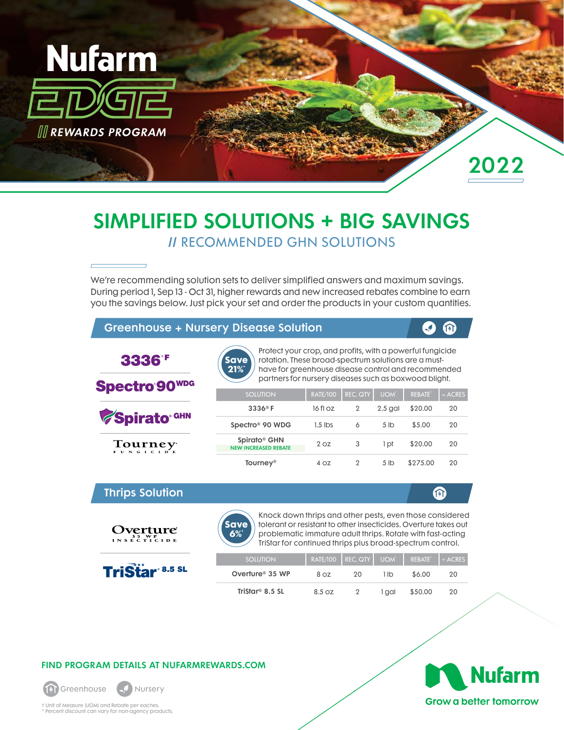# Nufarm EDGE // REWARDS PROGRAM

2022

## SIMPLIFIED SOLUTIONS + BIG SAVINGS

### // RECOMMENDED GHN SOLUTIONS

We're recommending solution sets to deliver simplified answers and maximum savings. During period 1, Sep 13 - Oct 31, higher rewards and new increased rebates combine to earn you the savings below. Just pick your set and order the products in your custom quantities.

## Greenhouse + Nursery Disease Solution

3336® F

Spectro 90 WDG

Spirato® GHN

Tourney® Fungicide

**Save 21%***

Protect your crop, and profits, with a powerful fungicide rotation. These broad-spectrum solutions are a must-have for greenhouse disease control and recommended partners for nursery diseases such as boxwood blight.

| SOLUTION | RATE/100 | REC. QTY | UOM† | REBATE† | ≈ ACRES |
|---|---|---|---|---|---|
| 3336® F | 16 fl oz | 2 | 2.5 gal | $20.00 | 20 |
| Spectro® 90 WDG | 1.5 lbs | 6 | 5 lb | $5.00 | 20 |
| Spirato® GHN NEW INCREASED REBATE | 2 oz | 3 | 1 pt | $20.00 | 20 |
| Tourney® | 4 oz | 2 | 5 lb | $275.00 | 20 |

## Thrips Solution

Overture 35 WP Insecticide

TriStar® 8.5 SL

**Save 6%***

Knock down thrips and other pests, even those considered tolerant or resistant to other insecticides. Overture takes out problematic immature adult thrips. Rotate with fast-acting TriStar for continued thrips plus broad-spectrum control.

| SOLUTION | RATE/100 | REC. QTY | UOM† | REBATE† | ≈ ACRES |
|---|---|---|---|---|---|
| Overture® 35 WP | 8 oz | 20 | 1 lb | $6.00 | 20 |
| TriStar® 8.5 SL | 8.5 oz | 2 | 1 gal | $50.00 | 20 |

**FIND PROGRAM DETAILS AT NUFARMREWARDS.COM**

Greenhouse Nursery

† Unit of Measure (UOM) and Rebate per eaches.
* Percent discount can vary for non-agency products.

Nufarm — Grow a better tomorrow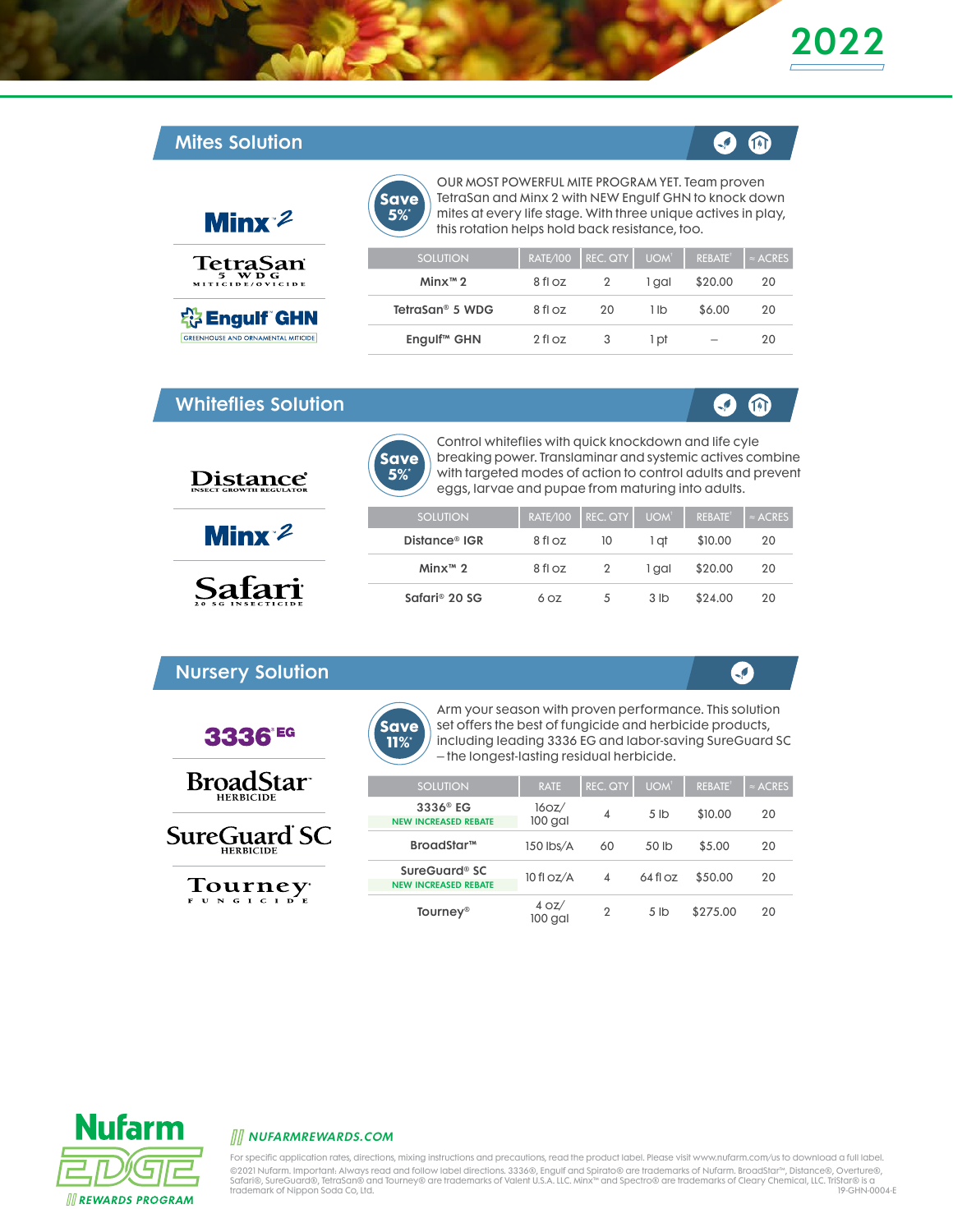2022

## Mites Solution

Minx 2

TetraSan 5 WDG MITICIDE/OVICIDE

Engulf GHN GREENHOUSE AND ORNAMENTAL MITICIDE

**Save 5%***

OUR MOST POWERFUL MITE PROGRAM YET. Team proven TetraSan and Minx 2 with NEW Engulf GHN to knock down mites at every life stage. With three unique actives in play, this rotation helps hold back resistance, too.

| SOLUTION | RATE/100 | REC. QTY | UOM[1] | REBATE[1] | ≈ ACRES |
|---|---|---|---|---|---|
| Minx™ 2 | 8 fl oz | 2 | 1 gal | $20.00 | 20 |
| TetraSan® 5 WDG | 8 fl oz | 20 | 1 lb | $6.00 | 20 |
| Engulf™ GHN | 2 fl oz | 3 | 1 pt | – | 20 |

## Whiteflies Solution

Distance INSECT GROWTH REGULATOR

Minx 2

Safari 20 SG INSECTICIDE

**Save 5%***

Control whiteflies with quick knockdown and life cyle breaking power. Translaminar and systemic actives combine with targeted modes of action to control adults and prevent eggs, larvae and pupae from maturing into adults.

| SOLUTION | RATE/100 | REC. QTY | UOM[1] | REBATE[1] | ≈ ACRES |
|---|---|---|---|---|---|
| Distance® IGR | 8 fl oz | 10 | 1 qt | $10.00 | 20 |
| Minx™ 2 | 8 fl oz | 2 | 1 gal | $20.00 | 20 |
| Safari® 20 SG | 6 oz | 5 | 3 lb | $24.00 | 20 |

## Nursery Solution

3336 EG

BroadStar HERBICIDE

SureGuard SC HERBICIDE

Tourney FUNGICIDE

**Save 11%***

Arm your season with proven performance. This solution set offers the best of fungicide and herbicide products, including leading 3336 EG and labor-saving SureGuard SC – the longest-lasting residual herbicide.

| SOLUTION | RATE | REC. QTY | UOM[1] | REBATE[1] | ≈ ACRES |
|---|---|---|---|---|---|
| 3336® EG NEW INCREASED REBATE | 16oz/ 100 gal | 4 | 5 lb | $10.00 | 20 |
| BroadStar™ | 150 lbs/A | 60 | 50 lb | $5.00 | 20 |
| SureGuard® SC NEW INCREASED REBATE | 10 fl oz/A | 4 | 64 fl oz | $50.00 | 20 |
| Tourney® | 4 oz/ 100 gal | 2 | 5 lb | $275.00 | 20 |

Nufarm EDGE REWARDS PROGRAM

NUFARMREWARDS.COM

For specific application rates, directions, mixing instructions and precautions, read the product label. Please visit www.nufarm.com/us to download a full label. ©2021 Nufarm. Important: Always read and follow label directions. 3336®, Engulf and Spirato® are trademarks of Nufarm. BroadStar™, Distance®, Overture®, Safari®, SureGuard®, TetraSan® and Tourney® are trademarks of Valent U.S.A. LLC. Minx™ and Spectro® are trademarks of Cleary Chemical, LLC. TriStar® is a trademark of Nippon Soda Co, Ltd. 19-GHN-0004-E